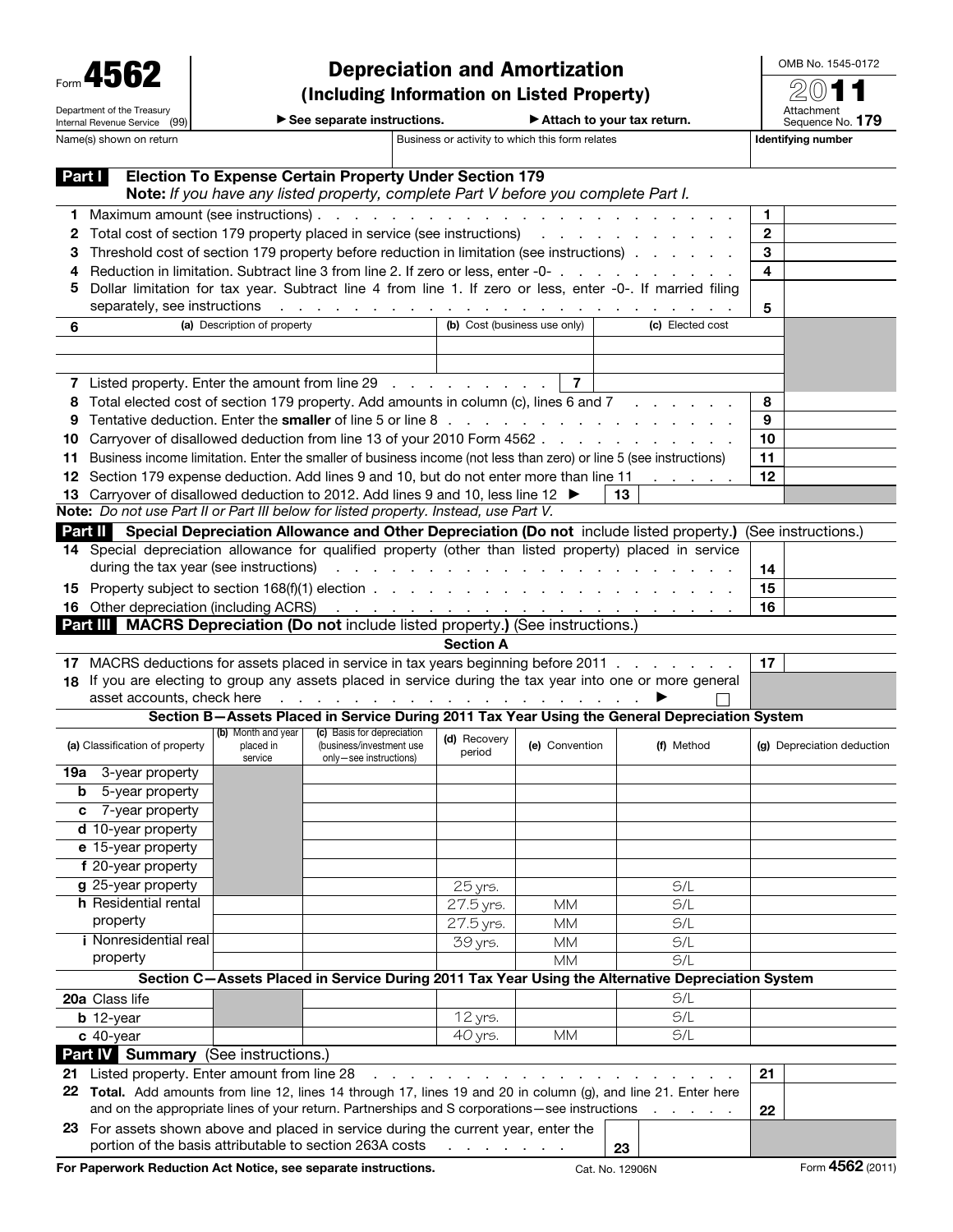Form **4562**

Department of the Treasury
Internal Revenue Service (99)

# Depreciation and Amortization
## (Including Information on Listed Property)

▶ See separate instructions. ▶ Attach to your tax return.

OMB No. 1545-0172

**2011**

Attachment Sequence No. **179**

| Name(s) shown on return | Business or activity to which this form relates | Identifying number |
|---|---|---|
| | | |

## Part I Election To Expense Certain Property Under Section 179

**Note:** *If you have any listed property, complete Part V before you complete Part I.*

| | | | |
|---|---|---|---|
| **1** | Maximum amount (see instructions) | **1** | |
| **2** | Total cost of section 179 property placed in service (see instructions) | **2** | |
| **3** | Threshold cost of section 179 property before reduction in limitation (see instructions) | **3** | |
| **4** | Reduction in limitation. Subtract line 3 from line 2. If zero or less, enter -0- | **4** | |
| **5** | Dollar limitation for tax year. Subtract line 4 from line 1. If zero or less, enter -0-. If married filing separately, see instructions | **5** | |

| **6** | (a) Description of property | (b) Cost (business use only) | (c) Elected cost |
|---|---|---|---|
| | | | |
| | | | |

| | | | |
|---|---|---|---|
| **7** | Listed property. Enter the amount from line 29 | **7** | |
| **8** | Total elected cost of section 179 property. Add amounts in column (c), lines 6 and 7 | **8** | |
| **9** | Tentative deduction. Enter the **smaller** of line 5 or line 8 | **9** | |
| **10** | Carryover of disallowed deduction from line 13 of your 2010 Form 4562 | **10** | |
| **11** | Business income limitation. Enter the smaller of business income (not less than zero) or line 5 (see instructions) | **11** | |
| **12** | Section 179 expense deduction. Add lines 9 and 10, but do not enter more than line 11 | **12** | |
| **13** | Carryover of disallowed deduction to 2012. Add lines 9 and 10, less line 12 ▶ | **13** | |

**Note:** *Do not use Part II or Part III below for listed property. Instead, use Part V.*

## Part II Special Depreciation Allowance and Other Depreciation (Do not include listed property.) (See instructions.)

| | | | |
|---|---|---|---|
| **14** | Special depreciation allowance for qualified property (other than listed property) placed in service during the tax year (see instructions) | **14** | |
| **15** | Property subject to section 168(f)(1) election | **15** | |
| **16** | Other depreciation (including ACRS) | **16** | |

## Part III MACRS Depreciation (Do not include listed property.) (See instructions.)

### Section A

| | | | |
|---|---|---|---|
| **17** | MACRS deductions for assets placed in service in tax years beginning before 2011 | **17** | |
| **18** | If you are electing to group any assets placed in service during the tax year into one or more general asset accounts, check here ▶ ☐ | | |

### Section B—Assets Placed in Service During 2011 Tax Year Using the General Depreciation System

| (a) Classification of property | (b) Month and year placed in service | (c) Basis for depreciation (business/investment use only—see instructions) | (d) Recovery period | (e) Convention | (f) Method | (g) Depreciation deduction |
|---|---|---|---|---|---|---|
| **19a** 3-year property | | | | | | |
| **b** 5-year property | | | | | | |
| **c** 7-year property | | | | | | |
| **d** 10-year property | | | | | | |
| **e** 15-year property | | | | | | |
| **f** 20-year property | | | | | | |
| **g** 25-year property | | | 25 yrs. | | S/L | |
| **h** Residential rental property | | | 27.5 yrs. | MM | S/L | |
| | | | 27.5 yrs. | MM | S/L | |
| **i** Nonresidential real property | | | 39 yrs. | MM | S/L | |
| | | | | MM | S/L | |

### Section C—Assets Placed in Service During 2011 Tax Year Using the Alternative Depreciation System

| (a) Classification of property | (b) Month and year placed in service | (c) Basis for depreciation | (d) Recovery period | (e) Convention | (f) Method | (g) Depreciation deduction |
|---|---|---|---|---|---|---|
| **20a** Class life | | | | | S/L | |
| **b** 12-year | | | 12 yrs. | | S/L | |
| **c** 40-year | | | 40 yrs. | MM | S/L | |

## Part IV Summary (See instructions.)

| | | | |
|---|---|---|---|
| **21** | Listed property. Enter amount from line 28 | **21** | |
| **22** | **Total.** Add amounts from line 12, lines 14 through 17, lines 19 and 20 in column (g), and line 21. Enter here and on the appropriate lines of your return. Partnerships and S corporations—see instructions | **22** | |
| **23** | For assets shown above and placed in service during the current year, enter the portion of the basis attributable to section 263A costs | **23** | |

**For Paperwork Reduction Act Notice, see separate instructions.** Cat. No. 12906N Form **4562** (2011)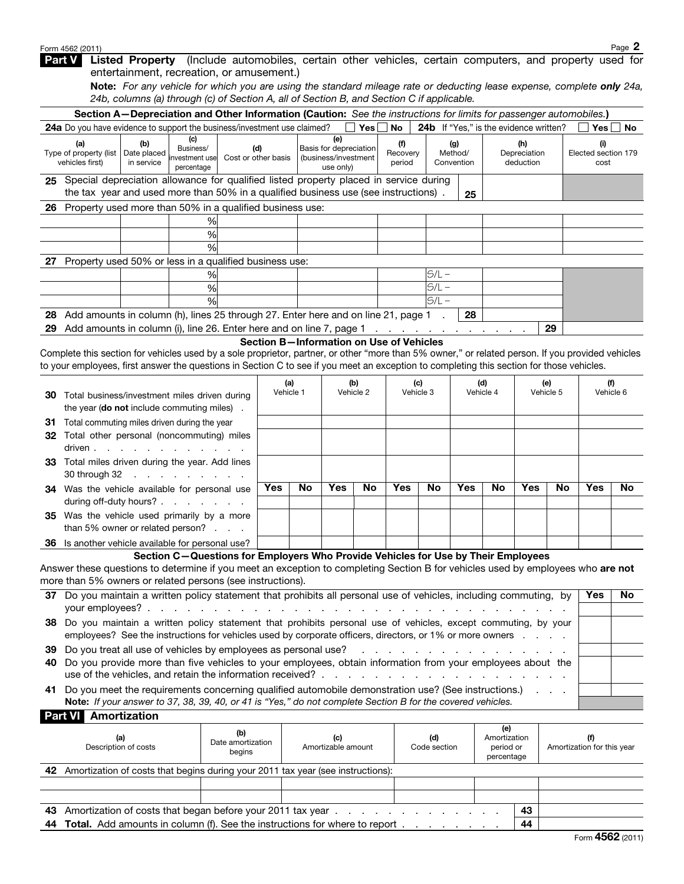Form 4562 (2011) Page **2**

## Part V Listed Property (Include automobiles, certain other vehicles, certain computers, and property used for entertainment, recreation, or amusement.)

**Note:** *For any vehicle for which you are using the standard mileage rate or deducting lease expense, complete **only** 24a, 24b, columns (a) through (c) of Section A, all of Section B, and Section C if applicable.*

### Section A—Depreciation and Other Information (Caution: *See the instructions for limits for passenger automobiles.*)

**24a** Do you have evidence to support the business/investment use claimed? ☐ Yes ☐ No **24b** If "Yes," is the evidence written? ☐ Yes ☐ No

| (a) Type of property (list vehicles first) | (b) Date placed in service | (c) Business/ investment use percentage | (d) Cost or other basis | (e) Basis for depreciation (business/investment use only) | (f) Recovery period | (g) Method/ Convention | (h) Depreciation deduction | (i) Elected section 179 cost |
|---|---|---|---|---|---|---|---|---|
| **25** Special depreciation allowance for qualified listed property placed in service during the tax year and used more than 50% in a qualified business use (see instructions) . **25** | | | | | | | | |
| **26** Property used more than 50% in a qualified business use: | | | | | | | | |
| | | % | | | | | | |
| | | % | | | | | | |
| | | % | | | | | | |
| **27** Property used 50% or less in a qualified business use: | | | | | | | | |
| | | % | | | | S/L – | | |
| | | % | | | | S/L – | | |
| | | % | | | | S/L – | | |
| **28** Add amounts in column (h), lines 25 through 27. Enter here and on line 21, page 1 . **28** | | | | | | | | |
| **29** Add amounts in column (i), line 26. Enter here and on line 7, page 1 . . . . . . . . . . . . **29** | | | | | | | | |

### Section B—Information on Use of Vehicles

Complete this section for vehicles used by a sole proprietor, partner, or other "more than 5% owner," or related person. If you provided vehicles to your employees, first answer the questions in Section C to see if you meet an exception to completing this section for those vehicles.

| | (a) Vehicle 1 | | (b) Vehicle 2 | | (c) Vehicle 3 | | (d) Vehicle 4 | | (e) Vehicle 5 | | (f) Vehicle 6 | |
|---|---|---|---|---|---|---|---|---|---|---|---|---|
| **30** Total business/investment miles driven during the year (**do not** include commuting miles) . | | | | | | | | | | | | |
| **31** Total commuting miles driven during the year | | | | | | | | | | | | |
| **32** Total other personal (noncommuting) miles driven . . . . . . . . . . . . | | | | | | | | | | | | |
| **33** Total miles driven during the year. Add lines 30 through 32 . . . . . . . . . . | | | | | | | | | | | | |
| | **Yes** | **No** | **Yes** | **No** | **Yes** | **No** | **Yes** | **No** | **Yes** | **No** | **Yes** | **No** |
| **34** Was the vehicle available for personal use during off-duty hours? . . . . . . . . | | | | | | | | | | | | |
| **35** Was the vehicle used primarily by a more than 5% owner or related person? . . . . | | | | | | | | | | | | |
| **36** Is another vehicle available for personal use? | | | | | | | | | | | | |

### Section C—Questions for Employers Who Provide Vehicles for Use by Their Employees

Answer these questions to determine if you meet an exception to completing Section B for vehicles used by employees who **are not** more than 5% owners or related persons (see instructions).

| | Yes | No |
|---|---|---|
| **37** Do you maintain a written policy statement that prohibits all personal use of vehicles, including commuting, by your employees? . . . . . . . . . . . . . . . . . . . . . . . . . . . . . . . . . . . . | | |
| **38** Do you maintain a written policy statement that prohibits personal use of vehicles, except commuting, by your employees? See the instructions for vehicles used by corporate officers, directors, or 1% or more owners . . . . | | |
| **39** Do you treat all use of vehicles by employees as personal use? . . . . . . . . . . . . . . . . | | |
| **40** Do you provide more than five vehicles to your employees, obtain information from your employees about the use of the vehicles, and retain the information received? . . . . . . . . . . . . . . . . . . . . . . | | |
| **41** Do you meet the requirements concerning qualified automobile demonstration use? (See instructions.) . . . | | |

**Note:** *If your answer to 37, 38, 39, 40, or 41 is "Yes," do not complete Section B for the covered vehicles.*

## Part VI Amortization

| (a) Description of costs | (b) Date amortization begins | (c) Amortizable amount | (d) Code section | (e) Amortization period or percentage | (f) Amortization for this year |
|---|---|---|---|---|---|
| **42** Amortization of costs that begins during your 2011 tax year (see instructions): | | | | | |
| | | | | | |
| | | | | | |
| **43** Amortization of costs that began before your 2011 tax year . . . . . . . . . . . . . . . **43** | | | | | |
| **44** **Total.** Add amounts in column (f). See the instructions for where to report . . . . . . . . **44** | | | | | |

Form **4562** (2011)